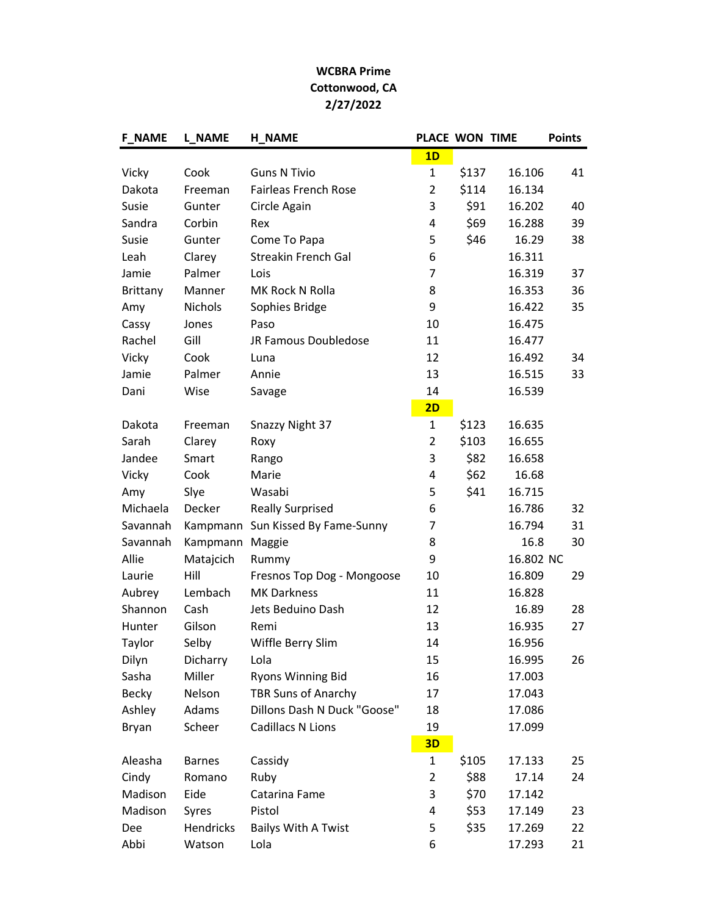**WCBRA Prime**
**Cottonwood, CA**
**2/27/2022**

| F_NAME | L_NAME | H_NAME | PLACE | WON | TIME | | Points |
|---|---|---|---|---|---|---|---|
| | | | **1D** | | | | |
| Vicky | Cook | Guns N Tivio | 1 | $137 | 16.106 | | 41 |
| Dakota | Freeman | Fairleas French Rose | 2 | $114 | 16.134 | | |
| Susie | Gunter | Circle Again | 3 | $91 | 16.202 | | 40 |
| Sandra | Corbin | Rex | 4 | $69 | 16.288 | | 39 |
| Susie | Gunter | Come To Papa | 5 | $46 | 16.29 | | 38 |
| Leah | Clarey | Streakin French Gal | 6 | | 16.311 | | |
| Jamie | Palmer | Lois | 7 | | 16.319 | | 37 |
| Brittany | Manner | MK Rock N Rolla | 8 | | 16.353 | | 36 |
| Amy | Nichols | Sophies Bridge | 9 | | 16.422 | | 35 |
| Cassy | Jones | Paso | 10 | | 16.475 | | |
| Rachel | Gill | JR Famous Doubledose | 11 | | 16.477 | | |
| Vicky | Cook | Luna | 12 | | 16.492 | | 34 |
| Jamie | Palmer | Annie | 13 | | 16.515 | | 33 |
| Dani | Wise | Savage | 14 | | 16.539 | | |
| | | | **2D** | | | | |
| Dakota | Freeman | Snazzy Night 37 | 1 | $123 | 16.635 | | |
| Sarah | Clarey | Roxy | 2 | $103 | 16.655 | | |
| Jandee | Smart | Rango | 3 | $82 | 16.658 | | |
| Vicky | Cook | Marie | 4 | $62 | 16.68 | | |
| Amy | Slye | Wasabi | 5 | $41 | 16.715 | | |
| Michaela | Decker | Really Surprised | 6 | | 16.786 | | 32 |
| Savannah | Kampmann | Sun Kissed By Fame-Sunny | 7 | | 16.794 | | 31 |
| Savannah | Kampmann | Maggie | 8 | | 16.8 | | 30 |
| Allie | Matajcich | Rummy | 9 | | 16.802 | NC | |
| Laurie | Hill | Fresnos Top Dog - Mongoose | 10 | | 16.809 | | 29 |
| Aubrey | Lembach | MK Darkness | 11 | | 16.828 | | |
| Shannon | Cash | Jets Beduino Dash | 12 | | 16.89 | | 28 |
| Hunter | Gilson | Remi | 13 | | 16.935 | | 27 |
| Taylor | Selby | Wiffle Berry Slim | 14 | | 16.956 | | |
| Dilyn | Dicharry | Lola | 15 | | 16.995 | | 26 |
| Sasha | Miller | Ryons Winning Bid | 16 | | 17.003 | | |
| Becky | Nelson | TBR Suns of Anarchy | 17 | | 17.043 | | |
| Ashley | Adams | Dillons Dash N Duck "Goose" | 18 | | 17.086 | | |
| Bryan | Scheer | Cadillacs N Lions | 19 | | 17.099 | | |
| | | | **3D** | | | | |
| Aleasha | Barnes | Cassidy | 1 | $105 | 17.133 | | 25 |
| Cindy | Romano | Ruby | 2 | $88 | 17.14 | | 24 |
| Madison | Eide | Catarina Fame | 3 | $70 | 17.142 | | |
| Madison | Syres | Pistol | 4 | $53 | 17.149 | | 23 |
| Dee | Hendricks | Bailys With A Twist | 5 | $35 | 17.269 | | 22 |
| Abbi | Watson | Lola | 6 | | 17.293 | | 21 |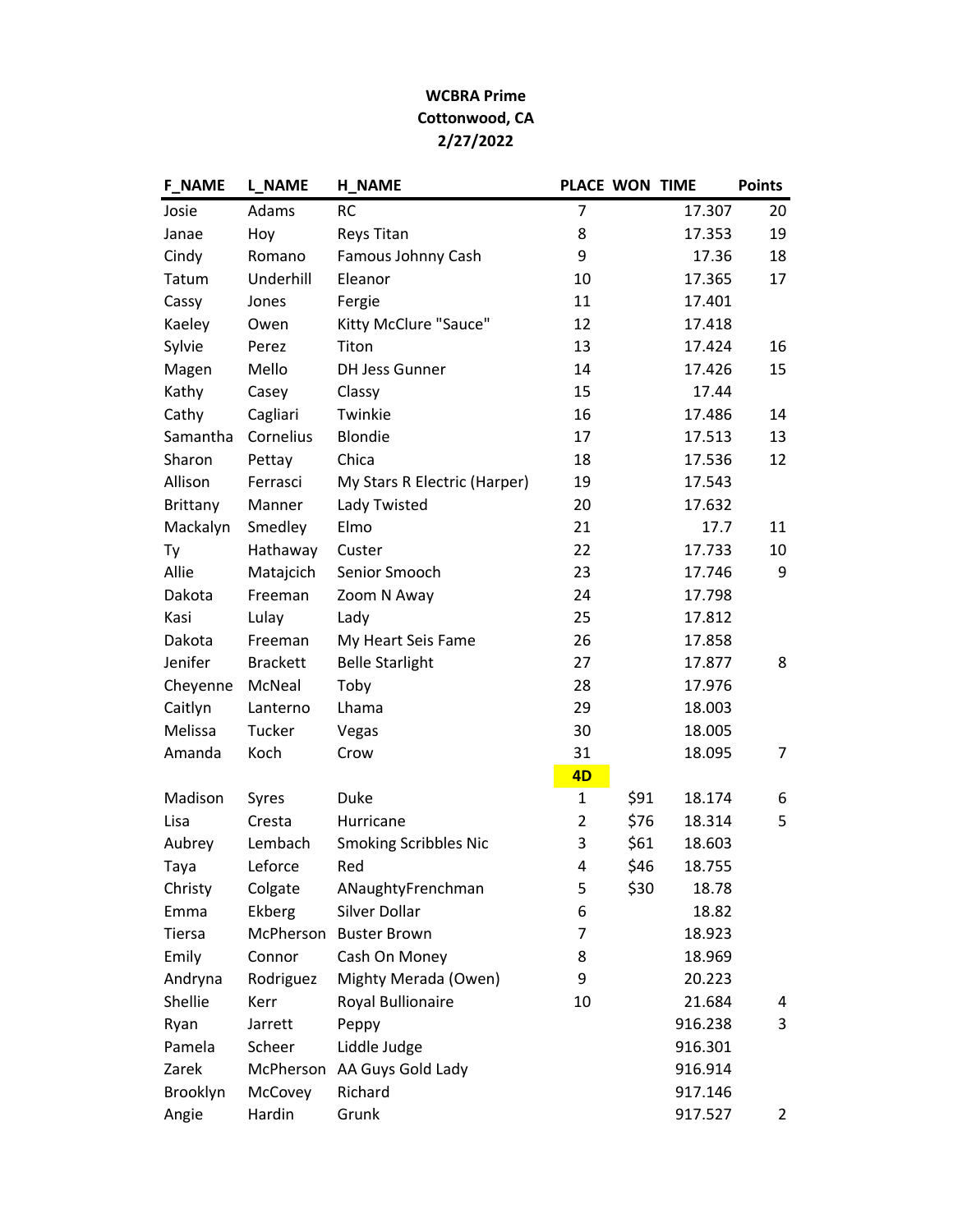**WCBRA Prime**
**Cottonwood, CA**
**2/27/2022**

| F_NAME | L_NAME | H_NAME | PLACE | WON | TIME | Points |
|---|---|---|---|---|---|---|
| Josie | Adams | RC | 7 | | 17.307 | 20 |
| Janae | Hoy | Reys Titan | 8 | | 17.353 | 19 |
| Cindy | Romano | Famous Johnny Cash | 9 | | 17.36 | 18 |
| Tatum | Underhill | Eleanor | 10 | | 17.365 | 17 |
| Cassy | Jones | Fergie | 11 | | 17.401 | |
| Kaeley | Owen | Kitty McClure "Sauce" | 12 | | 17.418 | |
| Sylvie | Perez | Titon | 13 | | 17.424 | 16 |
| Magen | Mello | DH Jess Gunner | 14 | | 17.426 | 15 |
| Kathy | Casey | Classy | 15 | | 17.44 | |
| Cathy | Cagliari | Twinkie | 16 | | 17.486 | 14 |
| Samantha | Cornelius | Blondie | 17 | | 17.513 | 13 |
| Sharon | Pettay | Chica | 18 | | 17.536 | 12 |
| Allison | Ferrasci | My Stars R Electric (Harper) | 19 | | 17.543 | |
| Brittany | Manner | Lady Twisted | 20 | | 17.632 | |
| Mackalyn | Smedley | Elmo | 21 | | 17.7 | 11 |
| Ty | Hathaway | Custer | 22 | | 17.733 | 10 |
| Allie | Matajcich | Senior Smooch | 23 | | 17.746 | 9 |
| Dakota | Freeman | Zoom N Away | 24 | | 17.798 | |
| Kasi | Lulay | Lady | 25 | | 17.812 | |
| Dakota | Freeman | My Heart Seis Fame | 26 | | 17.858 | |
| Jenifer | Brackett | Belle Starlight | 27 | | 17.877 | 8 |
| Cheyenne | McNeal | Toby | 28 | | 17.976 | |
| Caitlyn | Lanterno | Lhama | 29 | | 18.003 | |
| Melissa | Tucker | Vegas | 30 | | 18.005 | |
| Amanda | Koch | Crow | 31 | | 18.095 | 7 |
| | | | **4D** | | | |
| Madison | Syres | Duke | 1 | $91 | 18.174 | 6 |
| Lisa | Cresta | Hurricane | 2 | $76 | 18.314 | 5 |
| Aubrey | Lembach | Smoking Scribbles Nic | 3 | $61 | 18.603 | |
| Taya | Leforce | Red | 4 | $46 | 18.755 | |
| Christy | Colgate | ANaughtyFrenchman | 5 | $30 | 18.78 | |
| Emma | Ekberg | Silver Dollar | 6 | | 18.82 | |
| Tiersa | McPherson | Buster Brown | 7 | | 18.923 | |
| Emily | Connor | Cash On Money | 8 | | 18.969 | |
| Andryna | Rodriguez | Mighty Merada (Owen) | 9 | | 20.223 | |
| Shellie | Kerr | Royal Bullionaire | 10 | | 21.684 | 4 |
| Ryan | Jarrett | Peppy | | | 916.238 | 3 |
| Pamela | Scheer | Liddle Judge | | | 916.301 | |
| Zarek | McPherson | AA Guys Gold Lady | | | 916.914 | |
| Brooklyn | McCovey | Richard | | | 917.146 | |
| Angie | Hardin | Grunk | | | 917.527 | 2 |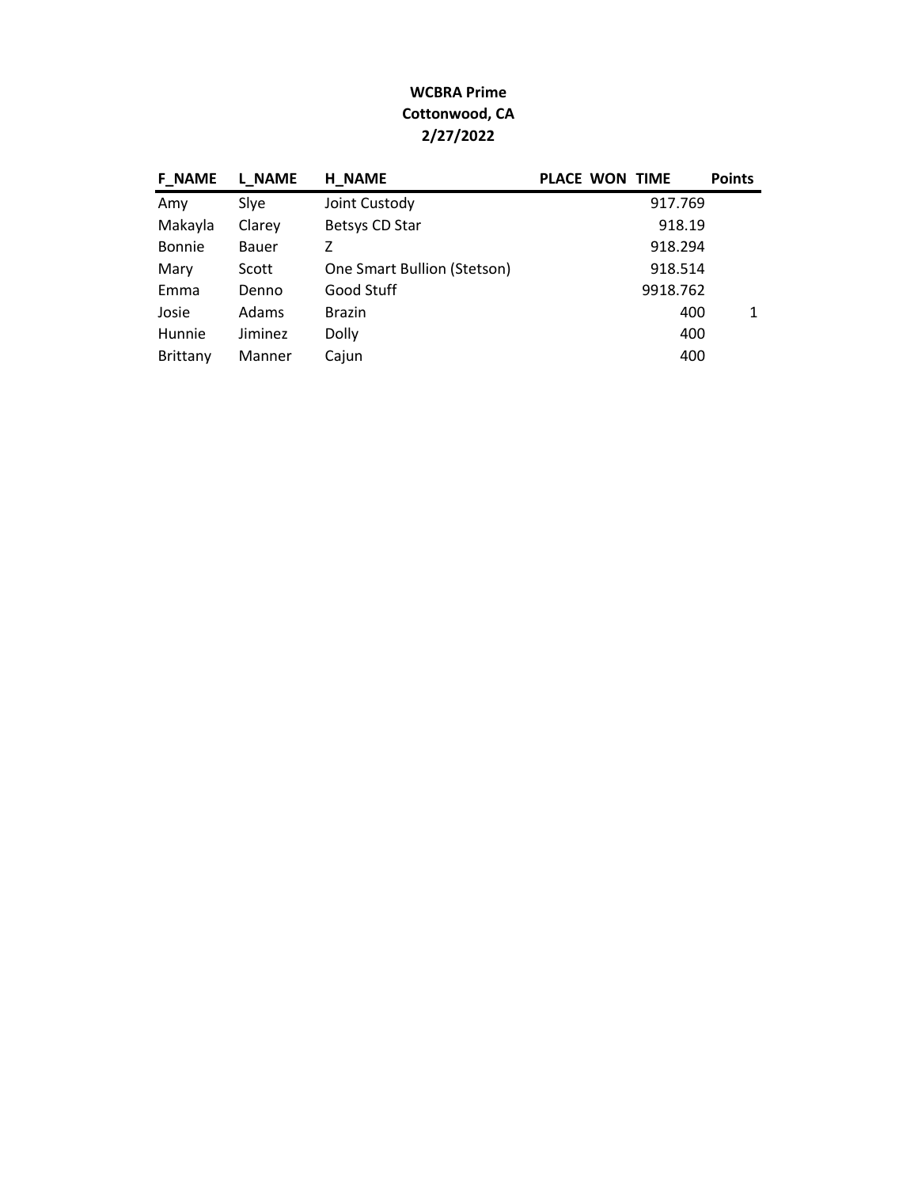**WCBRA Prime**
**Cottonwood, CA**
**2/27/2022**

| F_NAME | L_NAME | H_NAME | PLACE | WON | TIME | Points |
|---|---|---|---|---|---|---|
| Amy | Slye | Joint Custody | | | 917.769 | |
| Makayla | Clarey | Betsys CD Star | | | 918.19 | |
| Bonnie | Bauer | Z | | | 918.294 | |
| Mary | Scott | One Smart Bullion (Stetson) | | | 918.514 | |
| Emma | Denno | Good Stuff | | | 9918.762 | |
| Josie | Adams | Brazin | | | 400 | 1 |
| Hunnie | Jiminez | Dolly | | | 400 | |
| Brittany | Manner | Cajun | | | 400 | |